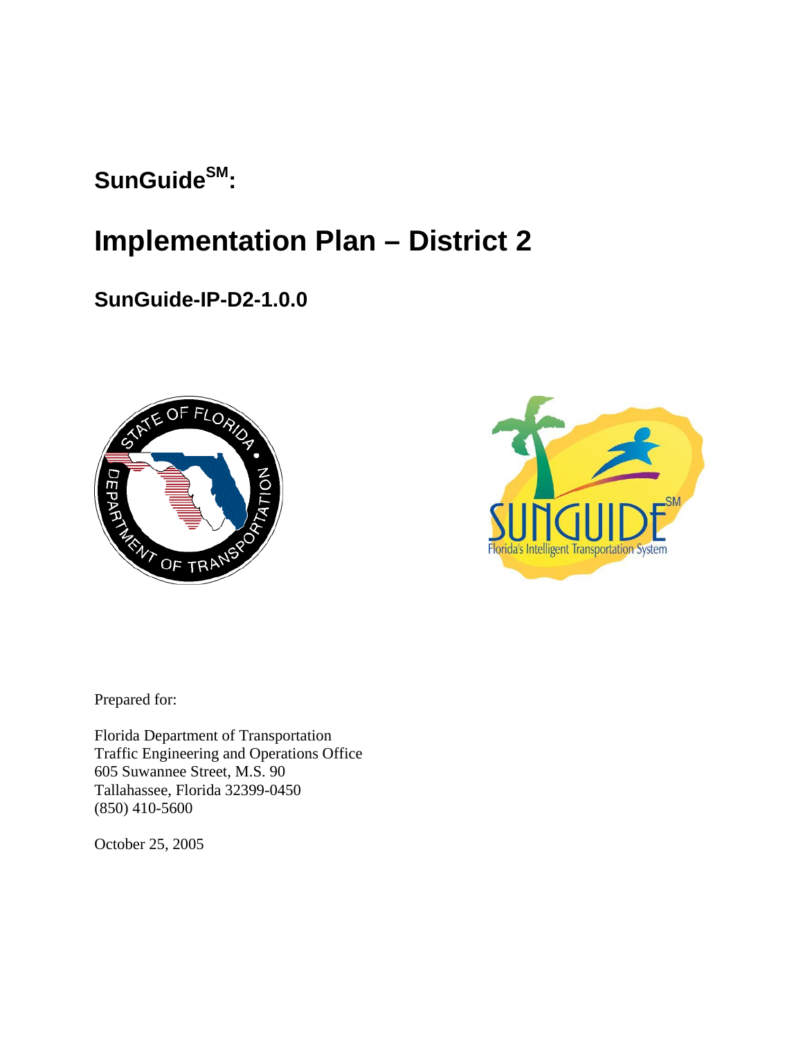# SunGuide[SM]:

# Implementation Plan – District 2

## SunGuide-IP-D2-1.0.0

Prepared for:

Florida Department of Transportation
Traffic Engineering and Operations Office
605 Suwannee Street, M.S. 90
Tallahassee, Florida 32399-0450
(850) 410-5600

October 25, 2005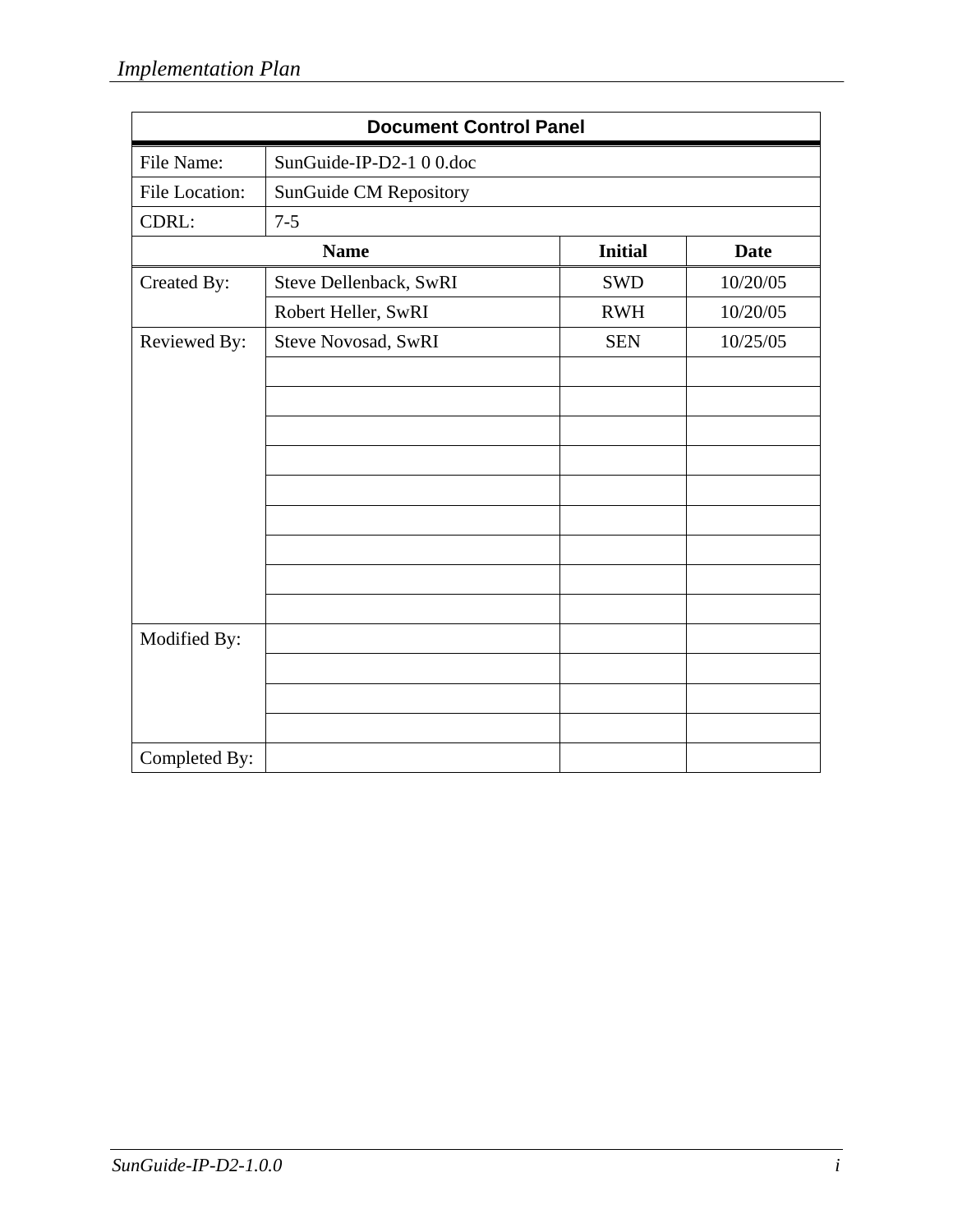| Document Control Panel | | | |
|---|---|---|---|
| File Name: | SunGuide-IP-D2-1 0 0.doc | | |
| File Location: | SunGuide CM Repository | | |
| CDRL: | 7-5 | | |
| | **Name** | **Initial** | **Date** |
| Created By: | Steve Dellenback, SwRI | SWD | 10/20/05 |
| | Robert Heller, SwRI | RWH | 10/20/05 |
| Reviewed By: | Steve Novosad, SwRI | SEN | 10/25/05 |
| | | | |
| | | | |
| | | | |
| | | | |
| | | | |
| | | | |
| | | | |
| | | | |
| | | | |
| Modified By: | | | |
| | | | |
| | | | |
| | | | |
| Completed By: | | | |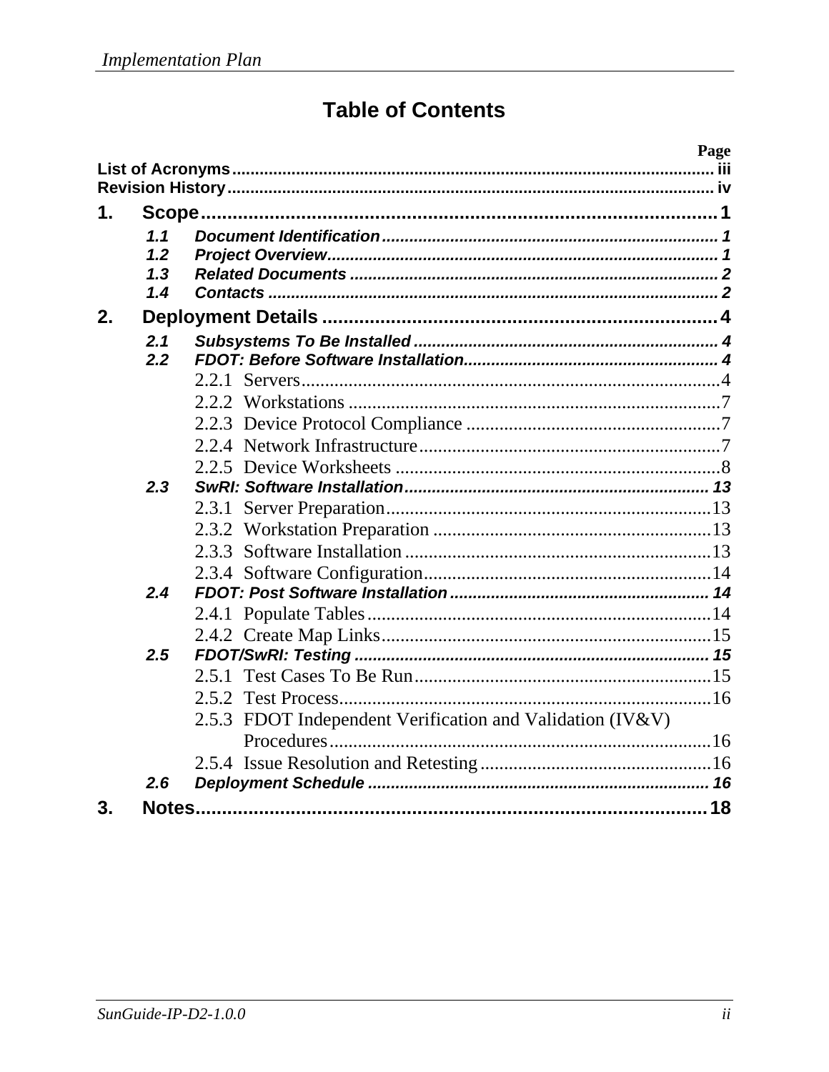# Table of Contents

Page

List of Acronyms ........................................................................................................ iii
Revision History ......................................................................................................... iv

1. Scope ...................................................................................... 1
   - 1.1 Document Identification ..................................................................... 1
   - 1.2 Project Overview ................................................................................ 1
   - 1.3 Related Documents ............................................................................ 2
   - 1.4 Contacts .............................................................................................. 2
2. Deployment Details ............................................................................ 4
   - 2.1 Subsystems To Be Installed ............................................................... 4
   - 2.2 FDOT: Before Software Installation ................................................... 4
     - 2.2.1 Servers ........................................................................................ 4
     - 2.2.2 Workstations ............................................................................... 7
     - 2.2.3 Device Protocol Compliance ...................................................... 7
     - 2.2.4 Network Infrastructure ................................................................ 7
     - 2.2.5 Device Worksheets ..................................................................... 8
   - 2.3 SwRI: Software Installation ............................................................... 13
     - 2.3.1 Server Preparation ...................................................................... 13
     - 2.3.2 Workstation Preparation ............................................................. 13
     - 2.3.3 Software Installation ................................................................... 13
     - 2.3.4 Software Configuration ............................................................... 14
   - 2.4 FDOT: Post Software Installation ...................................................... 14
     - 2.4.1 Populate Tables ........................................................................... 14
     - 2.4.2 Create Map Links ........................................................................ 15
   - 2.5 FDOT/SwRI: Testing .......................................................................... 15
     - 2.5.1 Test Cases To Be Run ................................................................. 15
     - 2.5.2 Test Process ................................................................................ 16
     - 2.5.3 FDOT Independent Verification and Validation (IV&V) Procedures ... 16
     - 2.5.4 Issue Resolution and Retesting ................................................... 16
   - 2.6 Deployment Schedule ........................................................................ 16
3. Notes ...................................................................................... 18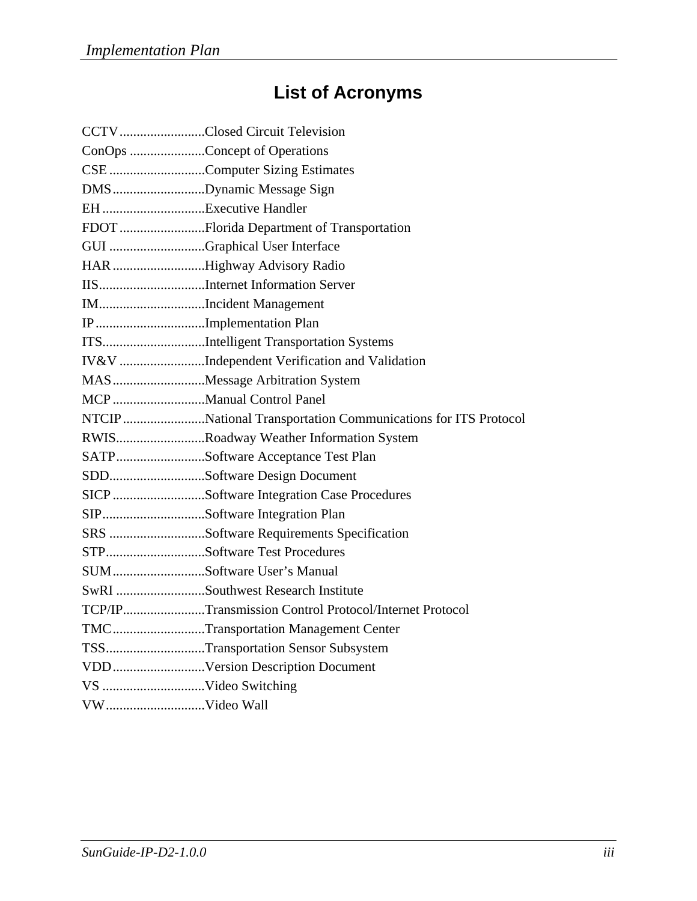# List of Acronyms

CCTV.........................Closed Circuit Television
ConOps ......................Concept of Operations
CSE ............................Computer Sizing Estimates
DMS...........................Dynamic Message Sign
EH ..............................Executive Handler
FDOT .........................Florida Department of Transportation
GUI ............................Graphical User Interface
HAR ...........................Highway Advisory Radio
IIS...............................Internet Information Server
IM...............................Incident Management
IP ................................Implementation Plan
ITS..............................Intelligent Transportation Systems
IV&V .........................Independent Verification and Validation
MAS ...........................Message Arbitration System
MCP ...........................Manual Control Panel
NTCIP ........................National Transportation Communications for ITS Protocol
RWIS..........................Roadway Weather Information System
SATP..........................Software Acceptance Test Plan
SDD............................Software Design Document
SICP ...........................Software Integration Case Procedures
SIP..............................Software Integration Plan
SRS ............................Software Requirements Specification
STP.............................Software Test Procedures
SUM...........................Software User's Manual
SwRI ..........................Southwest Research Institute
TCP/IP........................Transmission Control Protocol/Internet Protocol
TMC...........................Transportation Management Center
TSS.............................Transportation Sensor Subsystem
VDD...........................Version Description Document
VS ..............................Video Switching
VW.............................Video Wall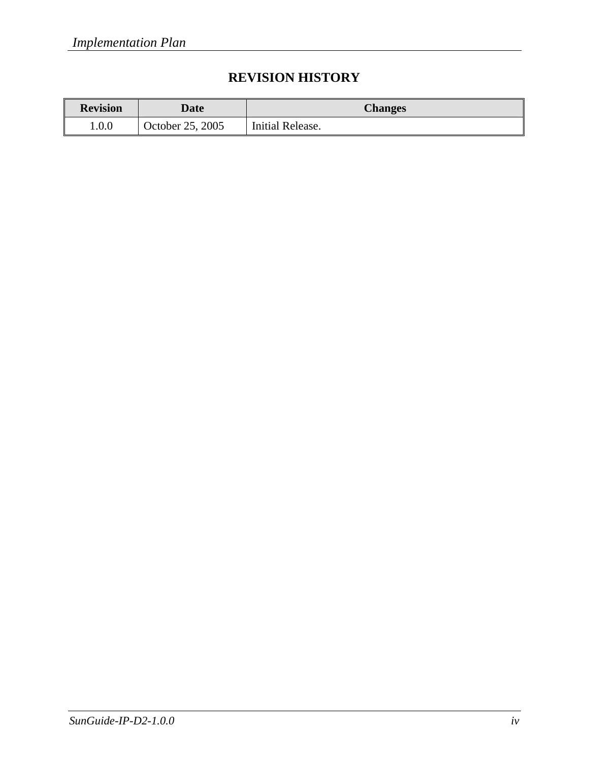# REVISION HISTORY

| Revision | Date | Changes |
| --- | --- | --- |
| 1.0.0 | October 25, 2005 | Initial Release. |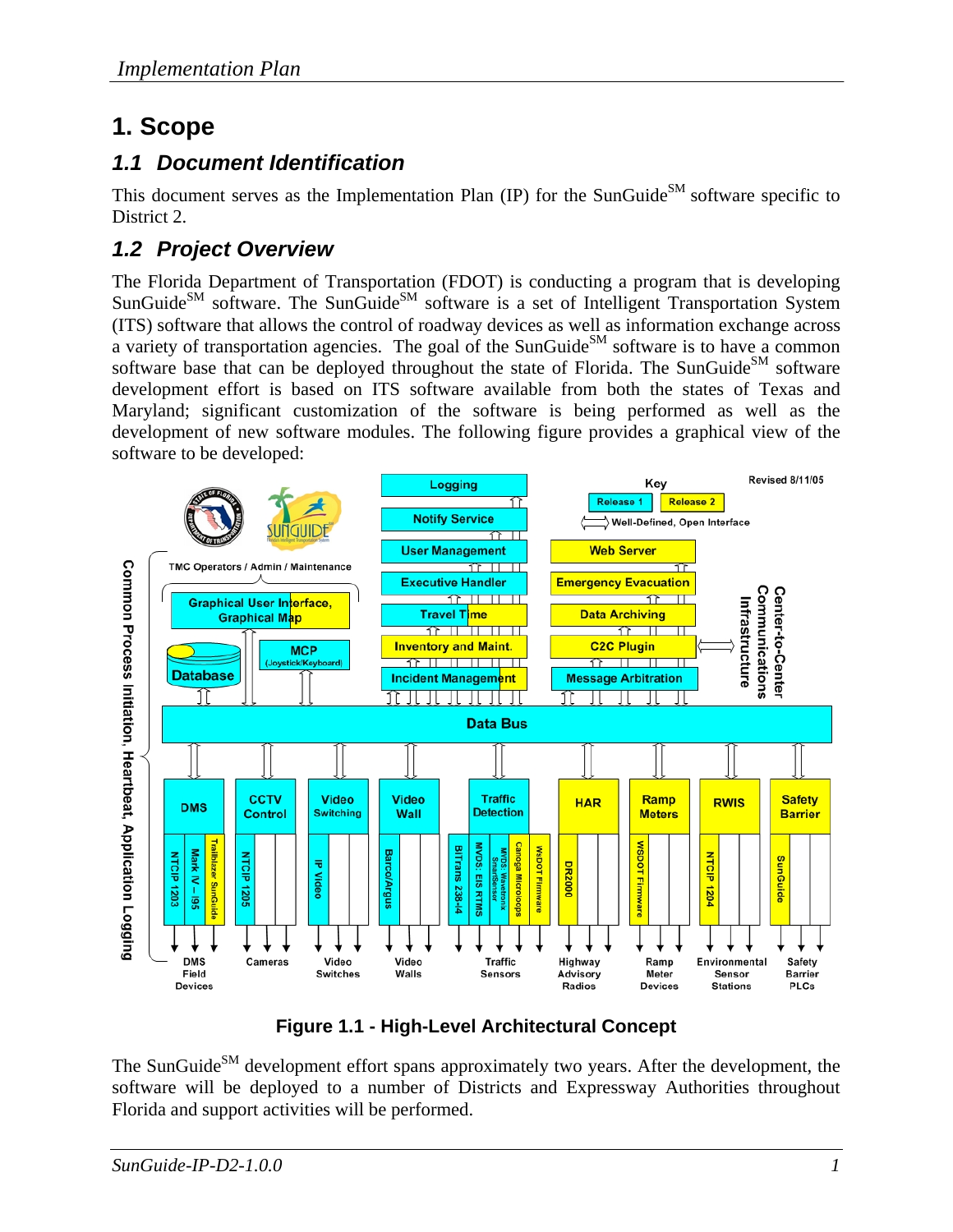# 1. Scope

## 1.1 Document Identification

This document serves as the Implementation Plan (IP) for the SunGuide[SM] software specific to District 2.

## 1.2 Project Overview

The Florida Department of Transportation (FDOT) is conducting a program that is developing SunGuide[SM] software. The SunGuide[SM] software is a set of Intelligent Transportation System (ITS) software that allows the control of roadway devices as well as information exchange across a variety of transportation agencies. The goal of the SunGuide[SM] software is to have a common software base that can be deployed throughout the state of Florida. The SunGuide[SM] software development effort is based on ITS software available from both the states of Texas and Maryland; significant customization of the software is being performed as well as the development of new software modules. The following figure provides a graphical view of the software to be developed:

**Figure 1.1 - High-Level Architectural Concept**

The SunGuide[SM] development effort spans approximately two years. After the development, the software will be deployed to a number of Districts and Expressway Authorities throughout Florida and support activities will be performed.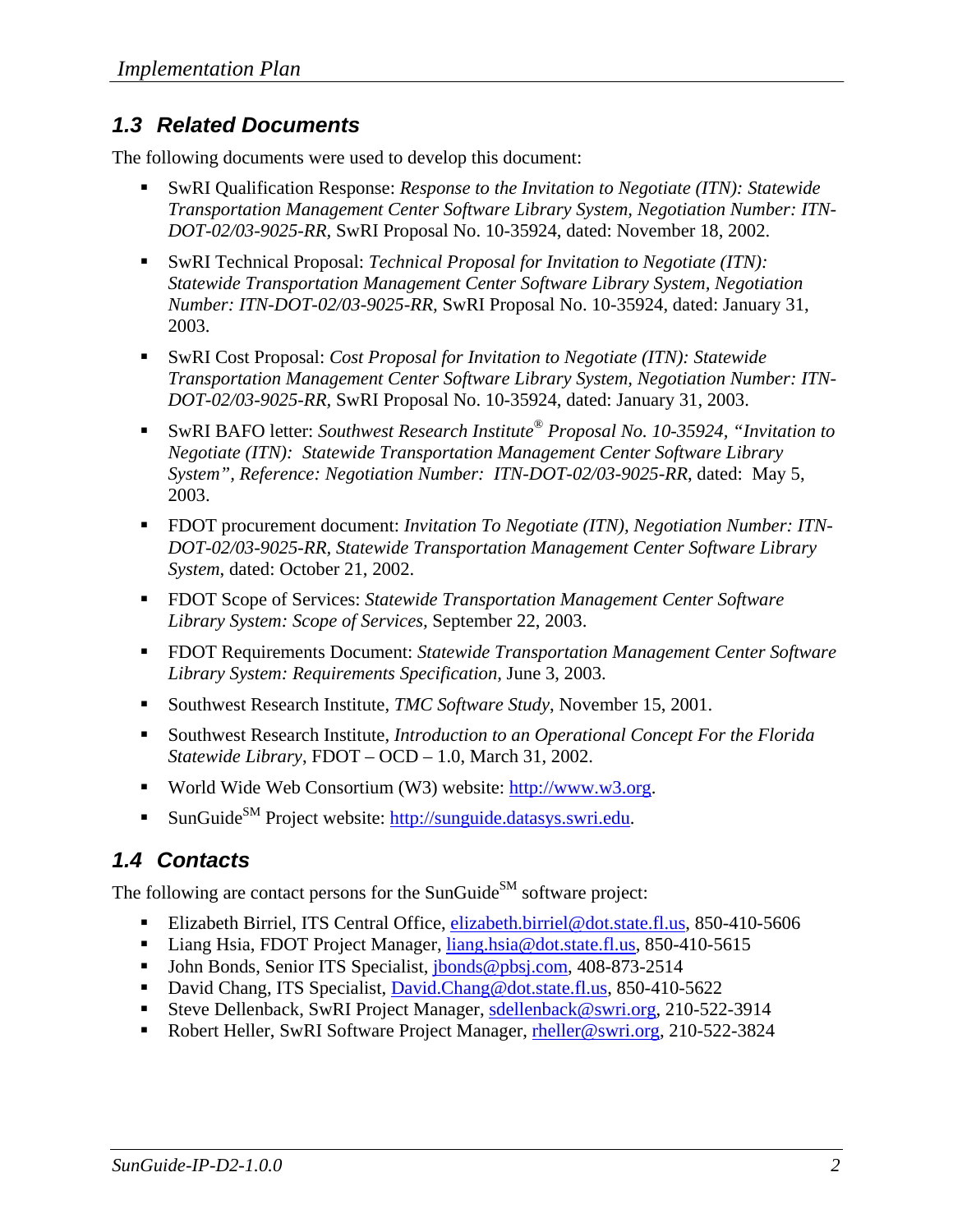## 1.3 Related Documents

The following documents were used to develop this document:

- SwRI Qualification Response: *Response to the Invitation to Negotiate (ITN): Statewide Transportation Management Center Software Library System, Negotiation Number: ITN-DOT-02/03-9025-RR,* SwRI Proposal No. 10-35924, dated: November 18, 2002.
- SwRI Technical Proposal: *Technical Proposal for Invitation to Negotiate (ITN): Statewide Transportation Management Center Software Library System, Negotiation Number: ITN-DOT-02/03-9025-RR,* SwRI Proposal No. 10-35924, dated: January 31, 2003.
- SwRI Cost Proposal: *Cost Proposal for Invitation to Negotiate (ITN): Statewide Transportation Management Center Software Library System, Negotiation Number: ITN-DOT-02/03-9025-RR,* SwRI Proposal No. 10-35924, dated: January 31, 2003.
- SwRI BAFO letter: *Southwest Research Institute® Proposal No. 10-35924, "Invitation to Negotiate (ITN): Statewide Transportation Management Center Software Library System", Reference: Negotiation Number: ITN-DOT-02/03-9025-RR,* dated: May 5, 2003.
- FDOT procurement document: *Invitation To Negotiate (ITN), Negotiation Number: ITN-DOT-02/03-9025-RR, Statewide Transportation Management Center Software Library System,* dated: October 21, 2002.
- FDOT Scope of Services: *Statewide Transportation Management Center Software Library System: Scope of Services,* September 22, 2003.
- FDOT Requirements Document: *Statewide Transportation Management Center Software Library System: Requirements Specification,* June 3, 2003.
- Southwest Research Institute, *TMC Software Study*, November 15, 2001.
- Southwest Research Institute, *Introduction to an Operational Concept For the Florida Statewide Library*, FDOT – OCD – 1.0, March 31, 2002.
- World Wide Web Consortium (W3) website: http://www.w3.org.
- SunGuide℠ Project website: http://sunguide.datasys.swri.edu.

## 1.4 Contacts

The following are contact persons for the SunGuide℠ software project:

- Elizabeth Birriel, ITS Central Office, elizabeth.birriel@dot.state.fl.us, 850-410-5606
- Liang Hsia, FDOT Project Manager, liang.hsia@dot.state.fl.us, 850-410-5615
- John Bonds, Senior ITS Specialist, jbonds@pbsj.com, 408-873-2514
- David Chang, ITS Specialist, David.Chang@dot.state.fl.us, 850-410-5622
- Steve Dellenback, SwRI Project Manager, sdellenback@swri.org, 210-522-3914
- Robert Heller, SwRI Software Project Manager, rheller@swri.org, 210-522-3824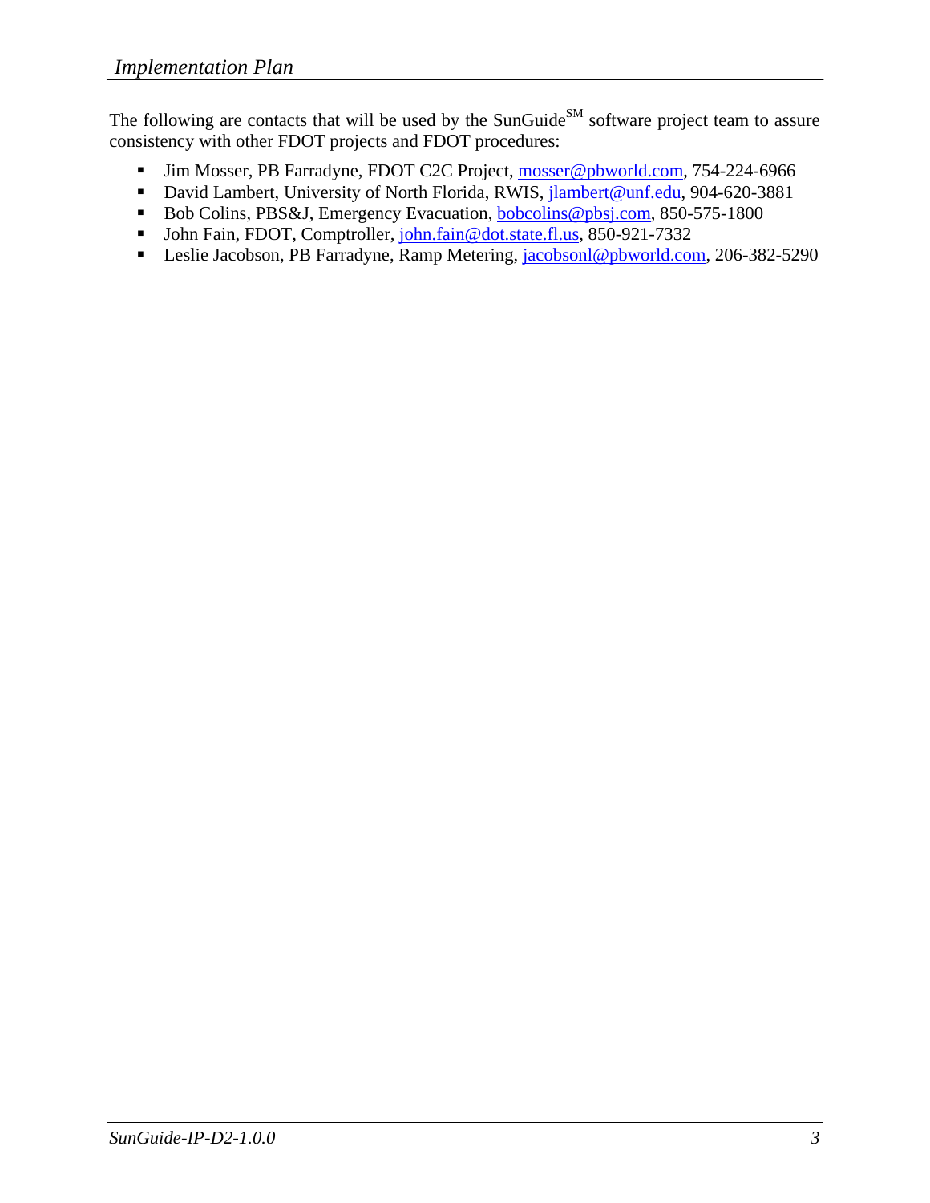The following are contacts that will be used by the SunGuide[SM] software project team to assure consistency with other FDOT projects and FDOT procedures:

- Jim Mosser, PB Farradyne, FDOT C2C Project, mosser@pbworld.com, 754-224-6966
- David Lambert, University of North Florida, RWIS, jlambert@unf.edu, 904-620-3881
- Bob Colins, PBS&J, Emergency Evacuation, bobcolins@pbsj.com, 850-575-1800
- John Fain, FDOT, Comptroller, john.fain@dot.state.fl.us, 850-921-7332
- Leslie Jacobson, PB Farradyne, Ramp Metering, jacobsonl@pbworld.com, 206-382-5290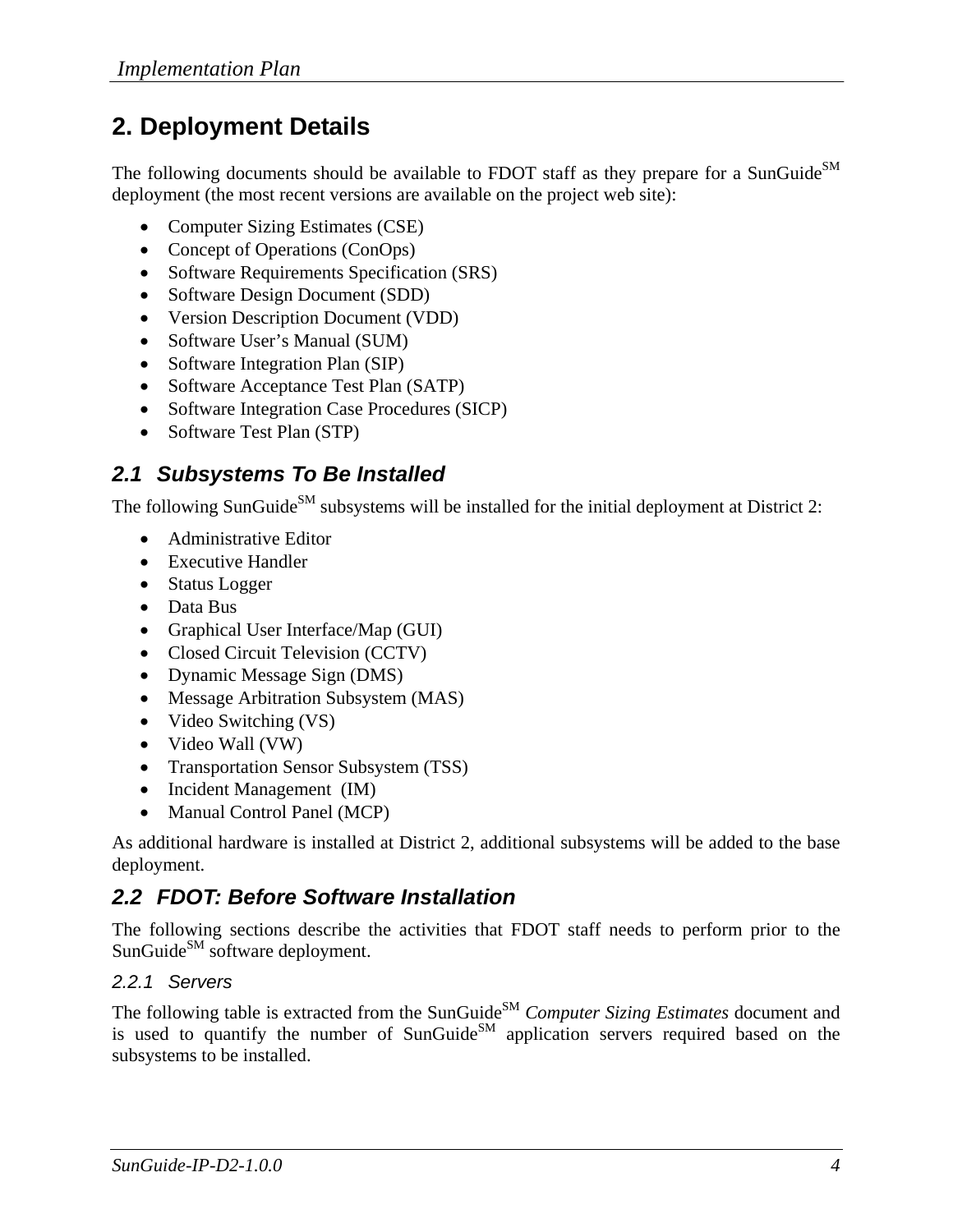# 2. Deployment Details

The following documents should be available to FDOT staff as they prepare for a SunGuide[SM] deployment (the most recent versions are available on the project web site):

- Computer Sizing Estimates (CSE)
- Concept of Operations (ConOps)
- Software Requirements Specification (SRS)
- Software Design Document (SDD)
- Version Description Document (VDD)
- Software User's Manual (SUM)
- Software Integration Plan (SIP)
- Software Acceptance Test Plan (SATP)
- Software Integration Case Procedures (SICP)
- Software Test Plan (STP)

## 2.1 Subsystems To Be Installed

The following SunGuide[SM] subsystems will be installed for the initial deployment at District 2:

- Administrative Editor
- Executive Handler
- Status Logger
- Data Bus
- Graphical User Interface/Map (GUI)
- Closed Circuit Television (CCTV)
- Dynamic Message Sign (DMS)
- Message Arbitration Subsystem (MAS)
- Video Switching (VS)
- Video Wall (VW)
- Transportation Sensor Subsystem (TSS)
- Incident Management (IM)
- Manual Control Panel (MCP)

As additional hardware is installed at District 2, additional subsystems will be added to the base deployment.

## 2.2 FDOT: Before Software Installation

The following sections describe the activities that FDOT staff needs to perform prior to the SunGuide[SM] software deployment.

### 2.2.1 Servers

The following table is extracted from the SunGuide[SM] *Computer Sizing Estimates* document and is used to quantify the number of SunGuide[SM] application servers required based on the subsystems to be installed.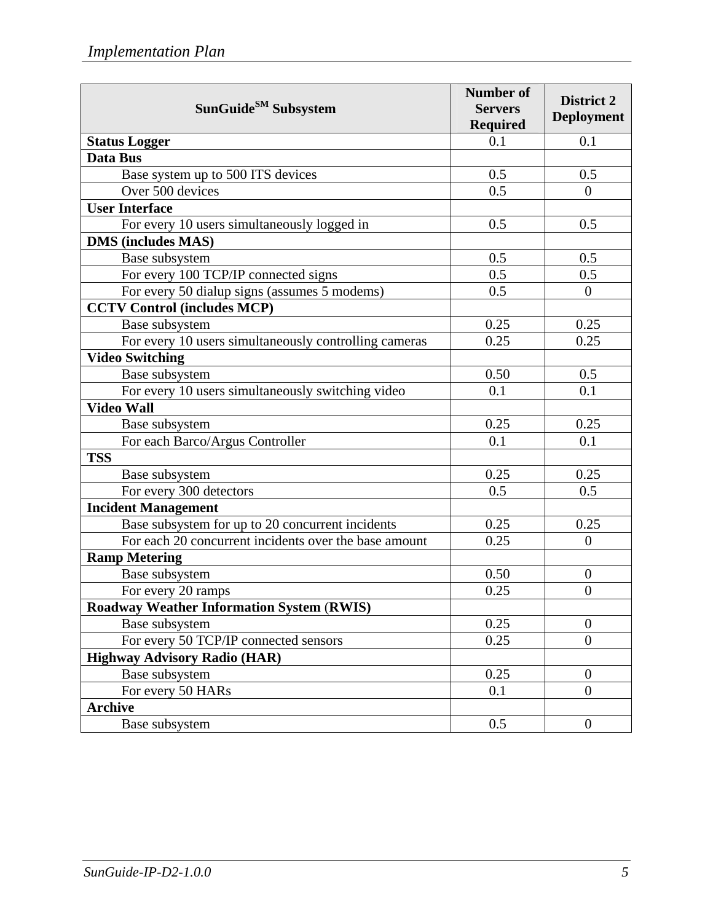| SunGuide[SM] Subsystem | Number of Servers Required | District 2 Deployment |
|---|---|---|
| **Status Logger** | 0.1 | 0.1 |
| **Data Bus** | | |
| Base system up to 500 ITS devices | 0.5 | 0.5 |
| Over 500 devices | 0.5 | 0 |
| **User Interface** | | |
| For every 10 users simultaneously logged in | 0.5 | 0.5 |
| **DMS (includes MAS)** | | |
| Base subsystem | 0.5 | 0.5 |
| For every 100 TCP/IP connected signs | 0.5 | 0.5 |
| For every 50 dialup signs (assumes 5 modems) | 0.5 | 0 |
| **CCTV Control (includes MCP)** | | |
| Base subsystem | 0.25 | 0.25 |
| For every 10 users simultaneously controlling cameras | 0.25 | 0.25 |
| **Video Switching** | | |
| Base subsystem | 0.50 | 0.5 |
| For every 10 users simultaneously switching video | 0.1 | 0.1 |
| **Video Wall** | | |
| Base subsystem | 0.25 | 0.25 |
| For each Barco/Argus Controller | 0.1 | 0.1 |
| **TSS** | | |
| Base subsystem | 0.25 | 0.25 |
| For every 300 detectors | 0.5 | 0.5 |
| **Incident Management** | | |
| Base subsystem for up to 20 concurrent incidents | 0.25 | 0.25 |
| For each 20 concurrent incidents over the base amount | 0.25 | 0 |
| **Ramp Metering** | | |
| Base subsystem | 0.50 | 0 |
| For every 20 ramps | 0.25 | 0 |
| **Roadway Weather Information System (RWIS)** | | |
| Base subsystem | 0.25 | 0 |
| For every 50 TCP/IP connected sensors | 0.25 | 0 |
| **Highway Advisory Radio (HAR)** | | |
| Base subsystem | 0.25 | 0 |
| For every 50 HARs | 0.1 | 0 |
| **Archive** | | |
| Base subsystem | 0.5 | 0 |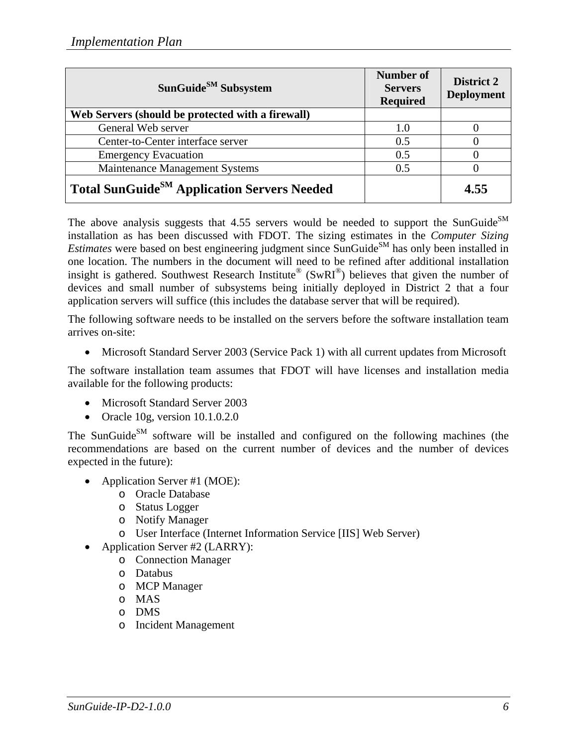| SunGuide$^{SM}$ Subsystem | Number of Servers Required | District 2 Deployment |
|---|---|---|
| **Web Servers (should be protected with a firewall)** | | |
| General Web server | 1.0 | 0 |
| Center-to-Center interface server | 0.5 | 0 |
| Emergency Evacuation | 0.5 | 0 |
| Maintenance Management Systems | 0.5 | 0 |
| **Total SunGuide$^{SM}$ Application Servers Needed** | | **4.55** |

The above analysis suggests that 4.55 servers would be needed to support the SunGuide$^{SM}$ installation as has been discussed with FDOT. The sizing estimates in the *Computer Sizing Estimates* were based on best engineering judgment since SunGuide$^{SM}$ has only been installed in one location. The numbers in the document will need to be refined after additional installation insight is gathered. Southwest Research Institute® (SwRI®) believes that given the number of devices and small number of subsystems being initially deployed in District 2 that a four application servers will suffice (this includes the database server that will be required).

The following software needs to be installed on the servers before the software installation team arrives on-site:

- Microsoft Standard Server 2003 (Service Pack 1) with all current updates from Microsoft

The software installation team assumes that FDOT will have licenses and installation media available for the following products:

- Microsoft Standard Server 2003
- Oracle 10g, version 10.1.0.2.0

The SunGuide$^{SM}$ software will be installed and configured on the following machines (the recommendations are based on the current number of devices and the number of devices expected in the future):

- Application Server #1 (MOE):
  - Oracle Database
  - Status Logger
  - Notify Manager
  - User Interface (Internet Information Service [IIS] Web Server)
- Application Server #2 (LARRY):
  - Connection Manager
  - Databus
  - MCP Manager
  - MAS
  - DMS
  - Incident Management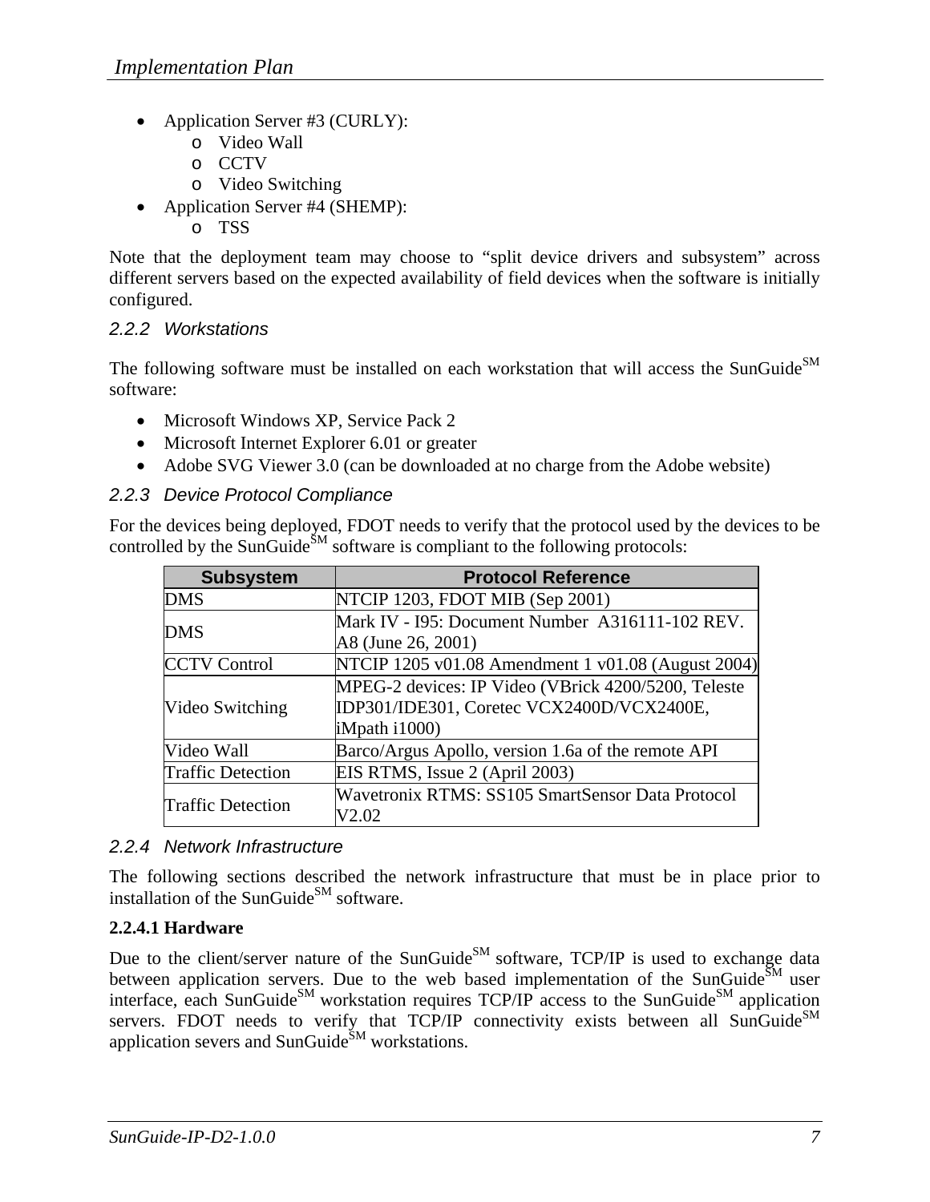- Application Server #3 (CURLY):
    - Video Wall
    - CCTV
    - Video Switching
- Application Server #4 (SHEMP):
    - TSS

Note that the deployment team may choose to "split device drivers and subsystem" across different servers based on the expected availability of field devices when the software is initially configured.

#### 2.2.2 Workstations

The following software must be installed on each workstation that will access the SunGuide[SM] software:

- Microsoft Windows XP, Service Pack 2
- Microsoft Internet Explorer 6.01 or greater
- Adobe SVG Viewer 3.0 (can be downloaded at no charge from the Adobe website)

#### 2.2.3 Device Protocol Compliance

For the devices being deployed, FDOT needs to verify that the protocol used by the devices to be controlled by the SunGuide[SM] software is compliant to the following protocols:

| Subsystem | Protocol Reference |
| --- | --- |
| DMS | NTCIP 1203, FDOT MIB (Sep 2001) |
| DMS | Mark IV - I95: Document Number A316111-102 REV. A8 (June 26, 2001) |
| CCTV Control | NTCIP 1205 v01.08 Amendment 1 v01.08 (August 2004) |
| Video Switching | MPEG-2 devices: IP Video (VBrick 4200/5200, Teleste IDP301/IDE301, Coretec VCX2400D/VCX2400E, iMpath i1000) |
| Video Wall | Barco/Argus Apollo, version 1.6a of the remote API |
| Traffic Detection | EIS RTMS, Issue 2 (April 2003) |
| Traffic Detection | Wavetronix RTMS: SS105 SmartSensor Data Protocol V2.02 |

#### 2.2.4 Network Infrastructure

The following sections described the network infrastructure that must be in place prior to installation of the SunGuide[SM] software.

**2.2.4.1 Hardware**

Due to the client/server nature of the SunGuide[SM] software, TCP/IP is used to exchange data between application servers. Due to the web based implementation of the SunGuide[SM] user interface, each SunGuide[SM] workstation requires TCP/IP access to the SunGuide[SM] application servers. FDOT needs to verify that TCP/IP connectivity exists between all SunGuide[SM] application severs and SunGuide[SM] workstations.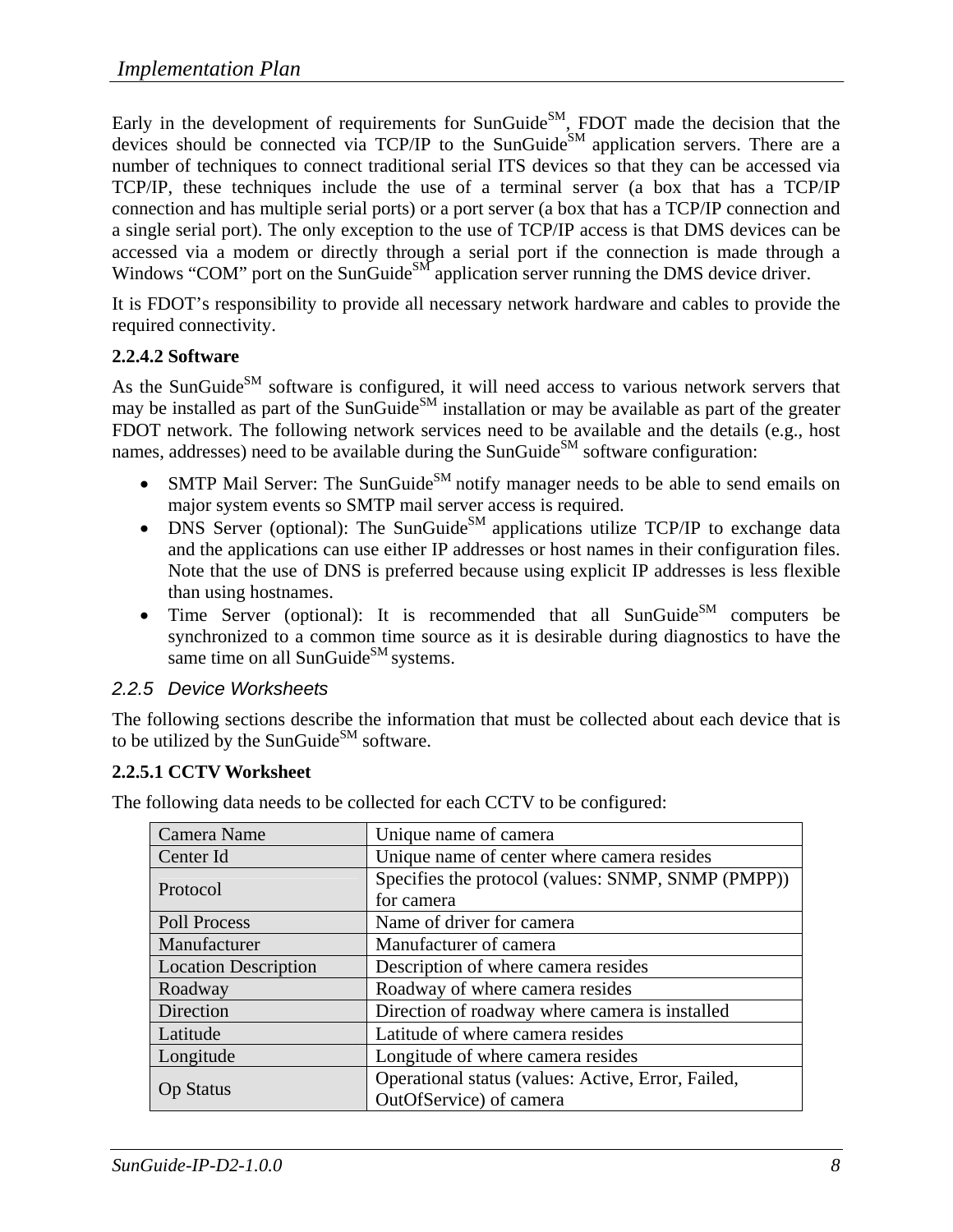Early in the development of requirements for SunGuide$^{SM}$, FDOT made the decision that the devices should be connected via TCP/IP to the SunGuide$^{SM}$ application servers. There are a number of techniques to connect traditional serial ITS devices so that they can be accessed via TCP/IP, these techniques include the use of a terminal server (a box that has a TCP/IP connection and has multiple serial ports) or a port server (a box that has a TCP/IP connection and a single serial port). The only exception to the use of TCP/IP access is that DMS devices can be accessed via a modem or directly through a serial port if the connection is made through a Windows "COM" port on the SunGuide$^{SM}$ application server running the DMS device driver.

It is FDOT's responsibility to provide all necessary network hardware and cables to provide the required connectivity.

#### 2.2.4.2 Software

As the SunGuide$^{SM}$ software is configured, it will need access to various network servers that may be installed as part of the SunGuide$^{SM}$ installation or may be available as part of the greater FDOT network. The following network services need to be available and the details (e.g., host names, addresses) need to be available during the SunGuide$^{SM}$ software configuration:

- SMTP Mail Server: The SunGuide$^{SM}$ notify manager needs to be able to send emails on major system events so SMTP mail server access is required.
- DNS Server (optional): The SunGuide$^{SM}$ applications utilize TCP/IP to exchange data and the applications can use either IP addresses or host names in their configuration files. Note that the use of DNS is preferred because using explicit IP addresses is less flexible than using hostnames.
- Time Server (optional): It is recommended that all SunGuide$^{SM}$ computers be synchronized to a common time source as it is desirable during diagnostics to have the same time on all SunGuide$^{SM}$ systems.

### 2.2.5 Device Worksheets

The following sections describe the information that must be collected about each device that is to be utilized by the SunGuide$^{SM}$ software.

#### 2.2.5.1 CCTV Worksheet

The following data needs to be collected for each CCTV to be configured:

| Field | Description |
|---|---|
| Camera Name | Unique name of camera |
| Center Id | Unique name of center where camera resides |
| Protocol | Specifies the protocol (values: SNMP, SNMP (PMPP)) for camera |
| Poll Process | Name of driver for camera |
| Manufacturer | Manufacturer of camera |
| Location Description | Description of where camera resides |
| Roadway | Roadway of where camera resides |
| Direction | Direction of roadway where camera is installed |
| Latitude | Latitude of where camera resides |
| Longitude | Longitude of where camera resides |
| Op Status | Operational status (values: Active, Error, Failed, OutOfService) of camera |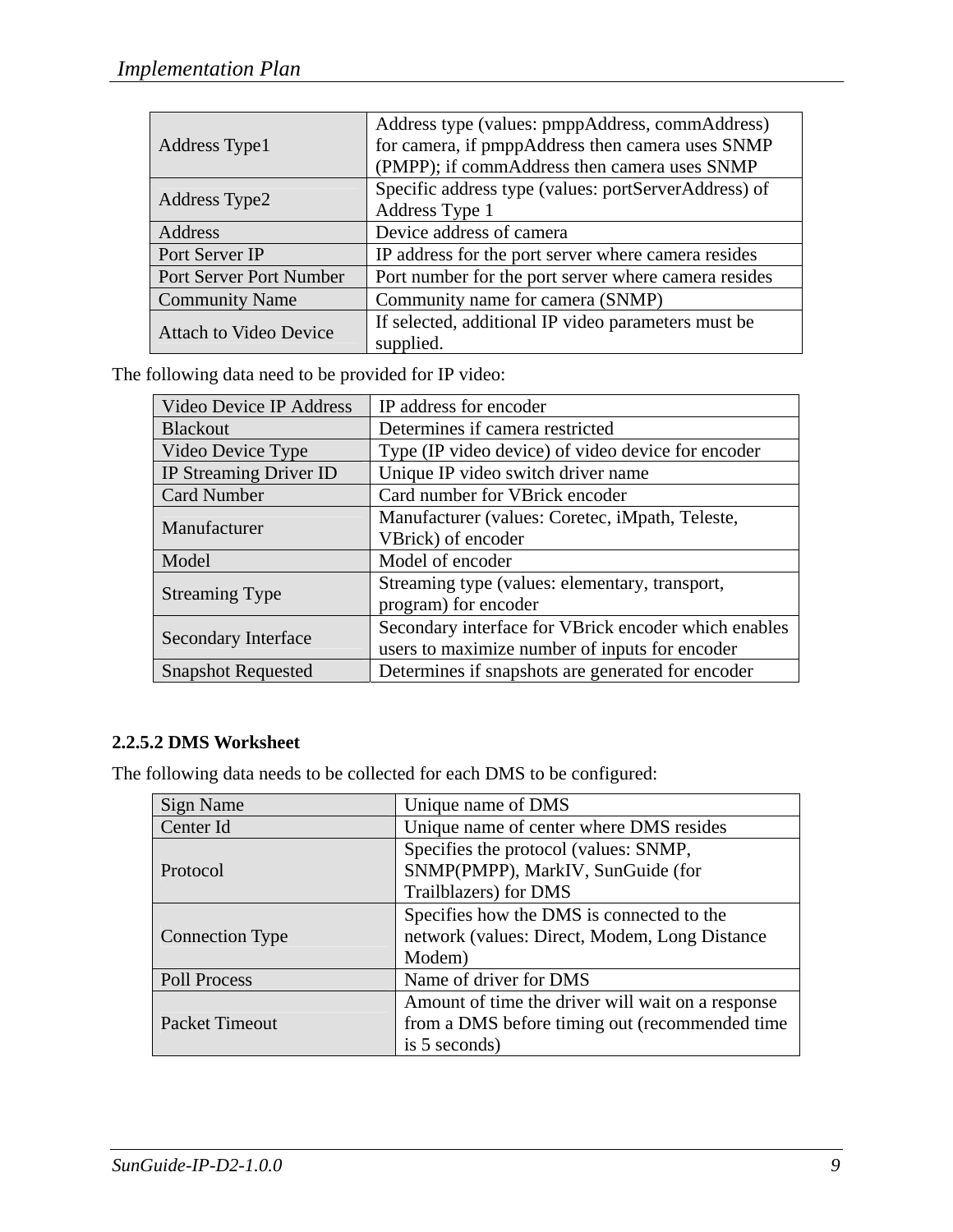| Address Type1 | Address type (values: pmppAddress, commAddress) for camera, if pmppAddress then camera uses SNMP (PMPP); if commAddress then camera uses SNMP |
|---|---|
| Address Type2 | Specific address type (values: portServerAddress) of Address Type 1 |
| Address | Device address of camera |
| Port Server IP | IP address for the port server where camera resides |
| Port Server Port Number | Port number for the port server where camera resides |
| Community Name | Community name for camera (SNMP) |
| Attach to Video Device | If selected, additional IP video parameters must be supplied. |

The following data need to be provided for IP video:

| Video Device IP Address | IP address for encoder |
|---|---|
| Blackout | Determines if camera restricted |
| Video Device Type | Type (IP video device) of video device for encoder |
| IP Streaming Driver ID | Unique IP video switch driver name |
| Card Number | Card number for VBrick encoder |
| Manufacturer | Manufacturer (values: Coretec, iMpath, Teleste, VBrick) of encoder |
| Model | Model of encoder |
| Streaming Type | Streaming type (values: elementary, transport, program) for encoder |
| Secondary Interface | Secondary interface for VBrick encoder which enables users to maximize number of inputs for encoder |
| Snapshot Requested | Determines if snapshots are generated for encoder |

#### 2.2.5.2 DMS Worksheet

The following data needs to be collected for each DMS to be configured:

| Sign Name | Unique name of DMS |
|---|---|
| Center Id | Unique name of center where DMS resides |
| Protocol | Specifies the protocol (values: SNMP, SNMP(PMPP), MarkIV, SunGuide (for Trailblazers) for DMS |
| Connection Type | Specifies how the DMS is connected to the network (values: Direct, Modem, Long Distance Modem) |
| Poll Process | Name of driver for DMS |
| Packet Timeout | Amount of time the driver will wait on a response from a DMS before timing out (recommended time is 5 seconds) |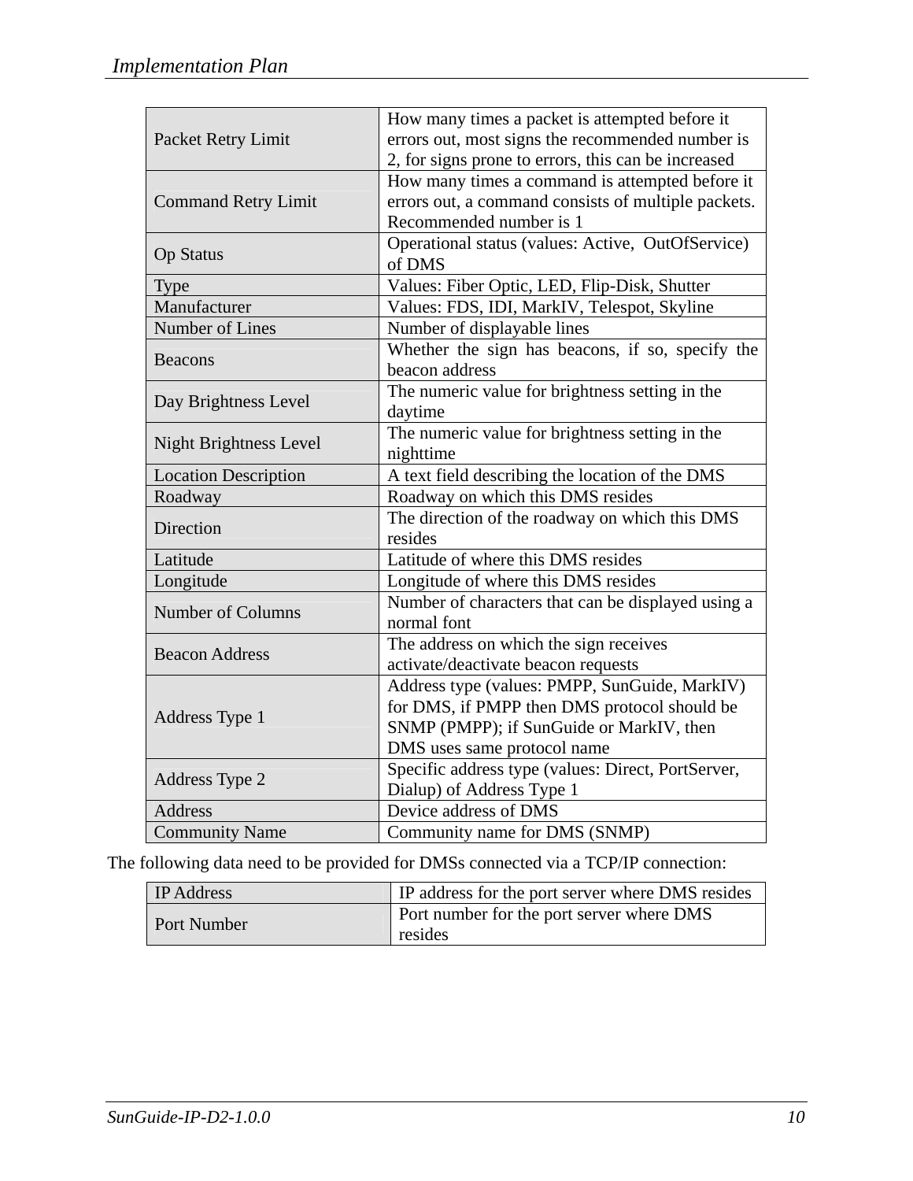| | |
|---|---|
| Packet Retry Limit | How many times a packet is attempted before it errors out, most signs the recommended number is 2, for signs prone to errors, this can be increased |
| Command Retry Limit | How many times a command is attempted before it errors out, a command consists of multiple packets. Recommended number is 1 |
| Op Status | Operational status (values: Active, OutOfService) of DMS |
| Type | Values: Fiber Optic, LED, Flip-Disk, Shutter |
| Manufacturer | Values: FDS, IDI, MarkIV, Telespot, Skyline |
| Number of Lines | Number of displayable lines |
| Beacons | Whether the sign has beacons, if so, specify the beacon address |
| Day Brightness Level | The numeric value for brightness setting in the daytime |
| Night Brightness Level | The numeric value for brightness setting in the nighttime |
| Location Description | A text field describing the location of the DMS |
| Roadway | Roadway on which this DMS resides |
| Direction | The direction of the roadway on which this DMS resides |
| Latitude | Latitude of where this DMS resides |
| Longitude | Longitude of where this DMS resides |
| Number of Columns | Number of characters that can be displayed using a normal font |
| Beacon Address | The address on which the sign receives activate/deactivate beacon requests |
| Address Type 1 | Address type (values: PMPP, SunGuide, MarkIV) for DMS, if PMPP then DMS protocol should be SNMP (PMPP); if SunGuide or MarkIV, then DMS uses same protocol name |
| Address Type 2 | Specific address type (values: Direct, PortServer, Dialup) of Address Type 1 |
| Address | Device address of DMS |
| Community Name | Community name for DMS (SNMP) |

The following data need to be provided for DMSs connected via a TCP/IP connection:

| | |
|---|---|
| IP Address | IP address for the port server where DMS resides |
| Port Number | Port number for the port server where DMS resides |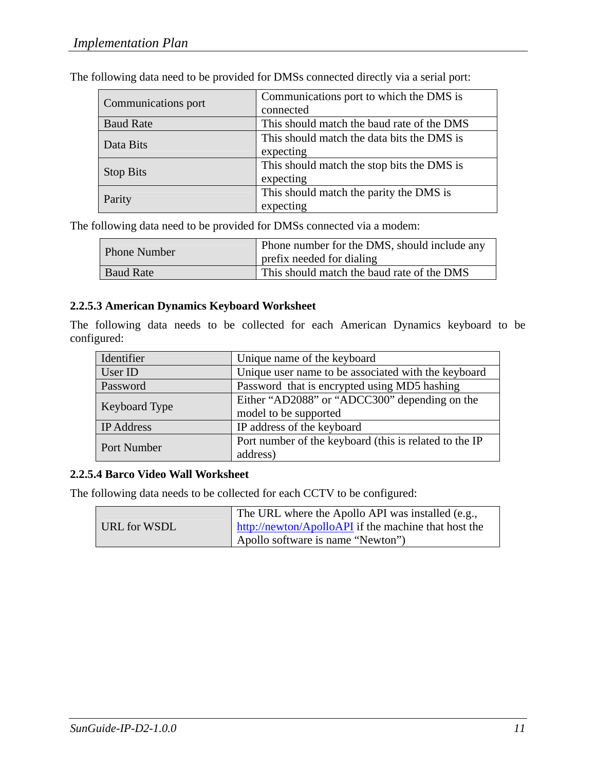The following data need to be provided for DMSs connected directly via a serial port:

| | |
|---|---|
| Communications port | Communications port to which the DMS is connected |
| Baud Rate | This should match the baud rate of the DMS |
| Data Bits | This should match the data bits the DMS is expecting |
| Stop Bits | This should match the stop bits the DMS is expecting |
| Parity | This should match the parity the DMS is expecting |

The following data need to be provided for DMSs connected via a modem:

| | |
|---|---|
| Phone Number | Phone number for the DMS, should include any prefix needed for dialing |
| Baud Rate | This should match the baud rate of the DMS |

### 2.2.5.3 American Dynamics Keyboard Worksheet

The following data needs to be collected for each American Dynamics keyboard to be configured:

| | |
|---|---|
| Identifier | Unique name of the keyboard |
| User ID | Unique user name to be associated with the keyboard |
| Password | Password that is encrypted using MD5 hashing |
| Keyboard Type | Either "AD2088" or "ADCC300" depending on the model to be supported |
| IP Address | IP address of the keyboard |
| Port Number | Port number of the keyboard (this is related to the IP address) |

### 2.2.5.4 Barco Video Wall Worksheet

The following data needs to be collected for each CCTV to be configured:

| | |
|---|---|
| URL for WSDL | The URL where the Apollo API was installed (e.g., http://newton/ApolloAPI if the machine that host the Apollo software is name "Newton") |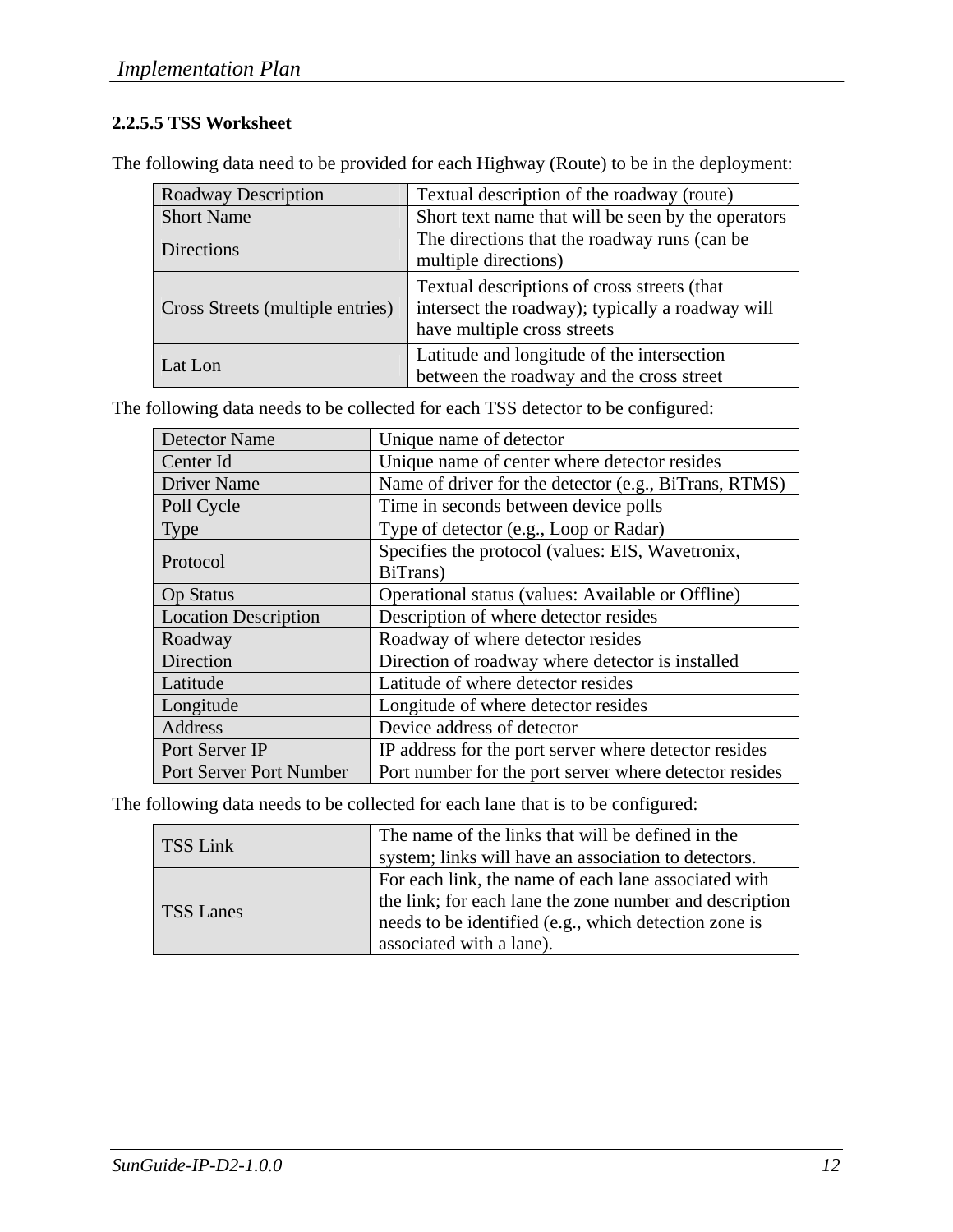#### 2.2.5.5 TSS Worksheet

The following data need to be provided for each Highway (Route) to be in the deployment:

| | |
|---|---|
| Roadway Description | Textual description of the roadway (route) |
| Short Name | Short text name that will be seen by the operators |
| Directions | The directions that the roadway runs (can be multiple directions) |
| Cross Streets (multiple entries) | Textual descriptions of cross streets (that intersect the roadway); typically a roadway will have multiple cross streets |
| Lat Lon | Latitude and longitude of the intersection between the roadway and the cross street |

The following data needs to be collected for each TSS detector to be configured:

| | |
|---|---|
| Detector Name | Unique name of detector |
| Center Id | Unique name of center where detector resides |
| Driver Name | Name of driver for the detector (e.g., BiTrans, RTMS) |
| Poll Cycle | Time in seconds between device polls |
| Type | Type of detector (e.g., Loop or Radar) |
| Protocol | Specifies the protocol (values: EIS, Wavetronix, BiTrans) |
| Op Status | Operational status (values: Available or Offline) |
| Location Description | Description of where detector resides |
| Roadway | Roadway of where detector resides |
| Direction | Direction of roadway where detector is installed |
| Latitude | Latitude of where detector resides |
| Longitude | Longitude of where detector resides |
| Address | Device address of detector |
| Port Server IP | IP address for the port server where detector resides |
| Port Server Port Number | Port number for the port server where detector resides |

The following data needs to be collected for each lane that is to be configured:

| | |
|---|---|
| TSS Link | The name of the links that will be defined in the system; links will have an association to detectors. |
| TSS Lanes | For each link, the name of each lane associated with the link; for each lane the zone number and description needs to be identified (e.g., which detection zone is associated with a lane). |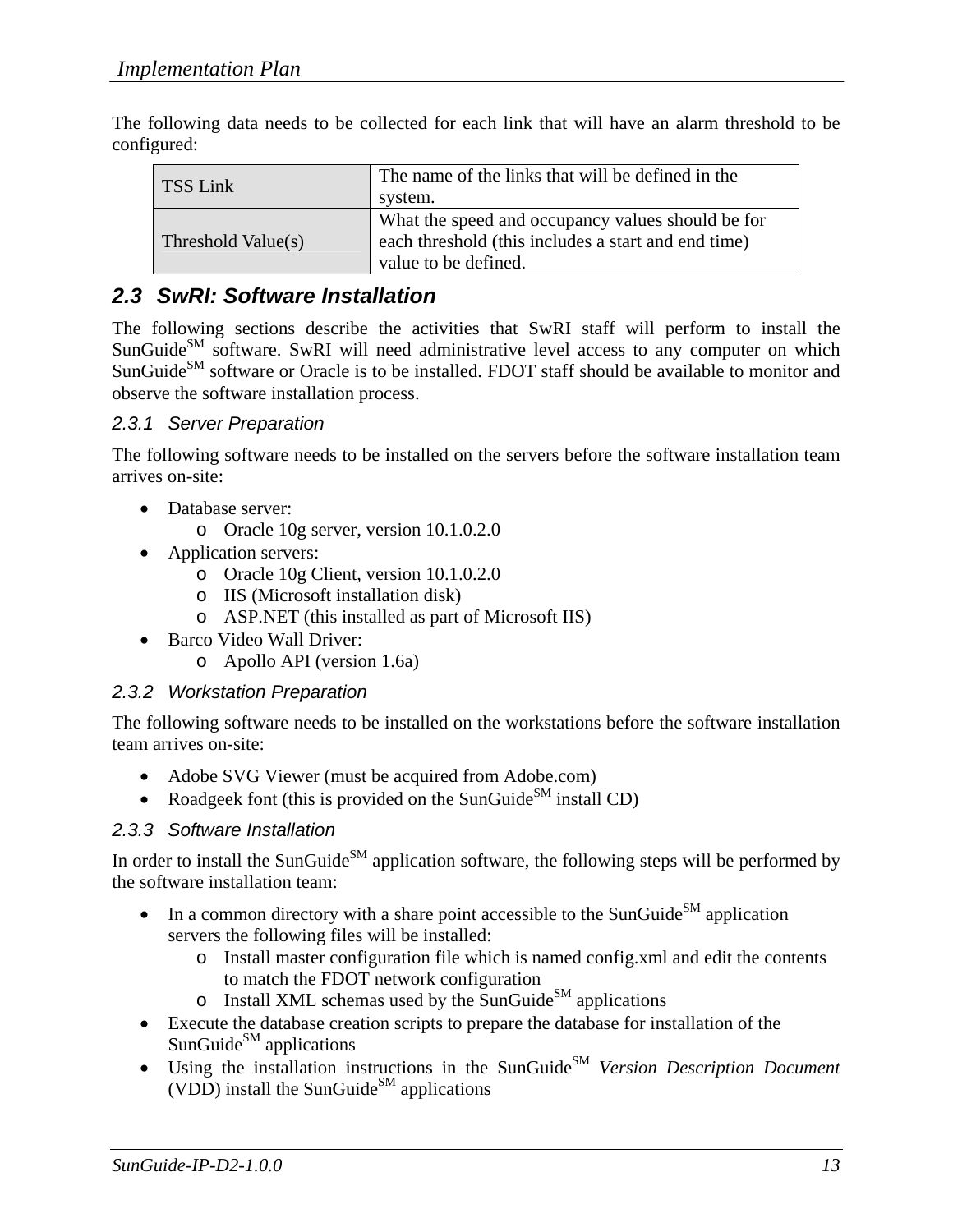The following data needs to be collected for each link that will have an alarm threshold to be configured:

| TSS Link | The name of the links that will be defined in the system. |
|---|---|
| Threshold Value(s) | What the speed and occupancy values should be for each threshold (this includes a start and end time) value to be defined. |

## 2.3 SwRI: Software Installation

The following sections describe the activities that SwRI staff will perform to install the SunGuide[SM] software. SwRI will need administrative level access to any computer on which SunGuide[SM] software or Oracle is to be installed. FDOT staff should be available to monitor and observe the software installation process.

### 2.3.1 Server Preparation

The following software needs to be installed on the servers before the software installation team arrives on-site:

- Database server:
  - Oracle 10g server, version 10.1.0.2.0
- Application servers:
  - Oracle 10g Client, version 10.1.0.2.0
  - IIS (Microsoft installation disk)
  - ASP.NET (this installed as part of Microsoft IIS)
- Barco Video Wall Driver:
  - Apollo API (version 1.6a)

### 2.3.2 Workstation Preparation

The following software needs to be installed on the workstations before the software installation team arrives on-site:

- Adobe SVG Viewer (must be acquired from Adobe.com)
- Roadgeek font (this is provided on the SunGuide[SM] install CD)

### 2.3.3 Software Installation

In order to install the SunGuide[SM] application software, the following steps will be performed by the software installation team:

- In a common directory with a share point accessible to the SunGuide[SM] application servers the following files will be installed:
  - Install master configuration file which is named config.xml and edit the contents to match the FDOT network configuration
  - Install XML schemas used by the SunGuide[SM] applications
- Execute the database creation scripts to prepare the database for installation of the SunGuide[SM] applications
- Using the installation instructions in the SunGuide[SM] *Version Description Document* (VDD) install the SunGuide[SM] applications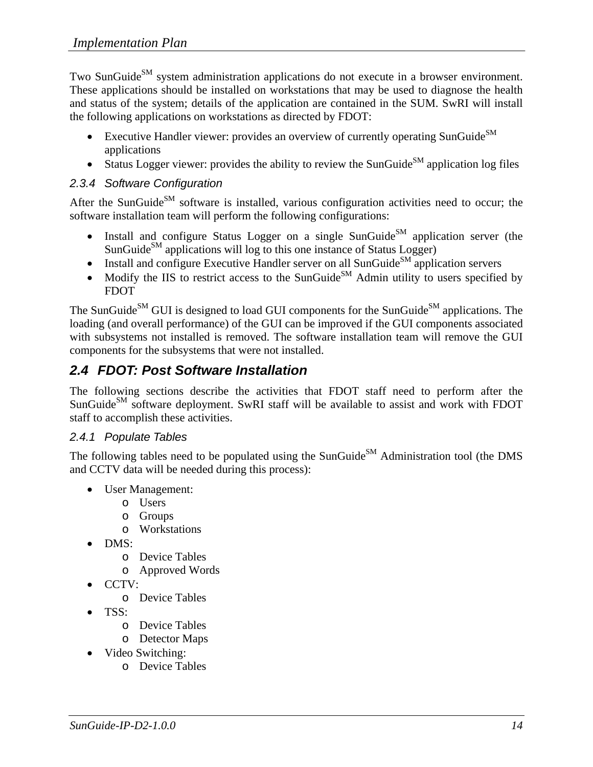Two SunGuide[SM] system administration applications do not execute in a browser environment. These applications should be installed on workstations that may be used to diagnose the health and status of the system; details of the application are contained in the SUM. SwRI will install the following applications on workstations as directed by FDOT:

- Executive Handler viewer: provides an overview of currently operating SunGuide[SM] applications
- Status Logger viewer: provides the ability to review the SunGuide[SM] application log files

### 2.3.4 Software Configuration

After the SunGuide[SM] software is installed, various configuration activities need to occur; the software installation team will perform the following configurations:

- Install and configure Status Logger on a single SunGuide[SM] application server (the SunGuide[SM] applications will log to this one instance of Status Logger)
- Install and configure Executive Handler server on all SunGuide[SM] application servers
- Modify the IIS to restrict access to the SunGuide[SM] Admin utility to users specified by FDOT

The SunGuide[SM] GUI is designed to load GUI components for the SunGuide[SM] applications. The loading (and overall performance) of the GUI can be improved if the GUI components associated with subsystems not installed is removed. The software installation team will remove the GUI components for the subsystems that were not installed.

## 2.4 FDOT: Post Software Installation

The following sections describe the activities that FDOT staff need to perform after the SunGuide[SM] software deployment. SwRI staff will be available to assist and work with FDOT staff to accomplish these activities.

### 2.4.1 Populate Tables

The following tables need to be populated using the SunGuide[SM] Administration tool (the DMS and CCTV data will be needed during this process):

- User Management:
  - Users
  - Groups
  - Workstations
- DMS:
  - Device Tables
  - Approved Words
- CCTV:
  - Device Tables
- TSS:
  - Device Tables
  - Detector Maps
- Video Switching:
  - Device Tables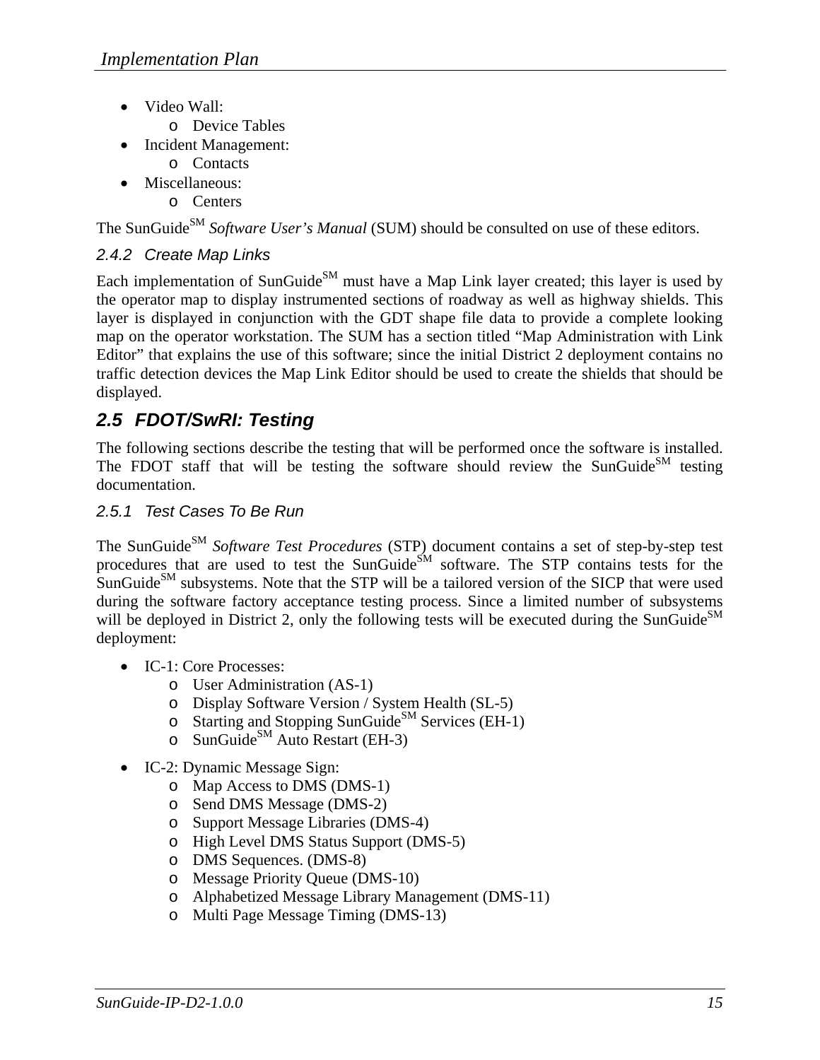- Video Wall:
  - Device Tables
- Incident Management:
  - Contacts
- Miscellaneous:
  - Centers

The SunGuide[SM] *Software User's Manual* (SUM) should be consulted on use of these editors.

### 2.4.2 Create Map Links

Each implementation of SunGuide[SM] must have a Map Link layer created; this layer is used by the operator map to display instrumented sections of roadway as well as highway shields. This layer is displayed in conjunction with the GDT shape file data to provide a complete looking map on the operator workstation. The SUM has a section titled "Map Administration with Link Editor" that explains the use of this software; since the initial District 2 deployment contains no traffic detection devices the Map Link Editor should be used to create the shields that should be displayed.

## 2.5 FDOT/SwRI: Testing

The following sections describe the testing that will be performed once the software is installed. The FDOT staff that will be testing the software should review the SunGuide[SM] testing documentation.

### 2.5.1 Test Cases To Be Run

The SunGuide[SM] *Software Test Procedures* (STP) document contains a set of step-by-step test procedures that are used to test the SunGuide[SM] software. The STP contains tests for the SunGuide[SM] subsystems. Note that the STP will be a tailored version of the SICP that were used during the software factory acceptance testing process. Since a limited number of subsystems will be deployed in District 2, only the following tests will be executed during the SunGuide[SM] deployment:

- IC-1: Core Processes:
  - User Administration (AS-1)
  - Display Software Version / System Health (SL-5)
  - Starting and Stopping SunGuide[SM] Services (EH-1)
  - SunGuide[SM] Auto Restart (EH-3)

- IC-2: Dynamic Message Sign:
  - Map Access to DMS (DMS-1)
  - Send DMS Message (DMS-2)
  - Support Message Libraries (DMS-4)
  - High Level DMS Status Support (DMS-5)
  - DMS Sequences. (DMS-8)
  - Message Priority Queue (DMS-10)
  - Alphabetized Message Library Management (DMS-11)
  - Multi Page Message Timing (DMS-13)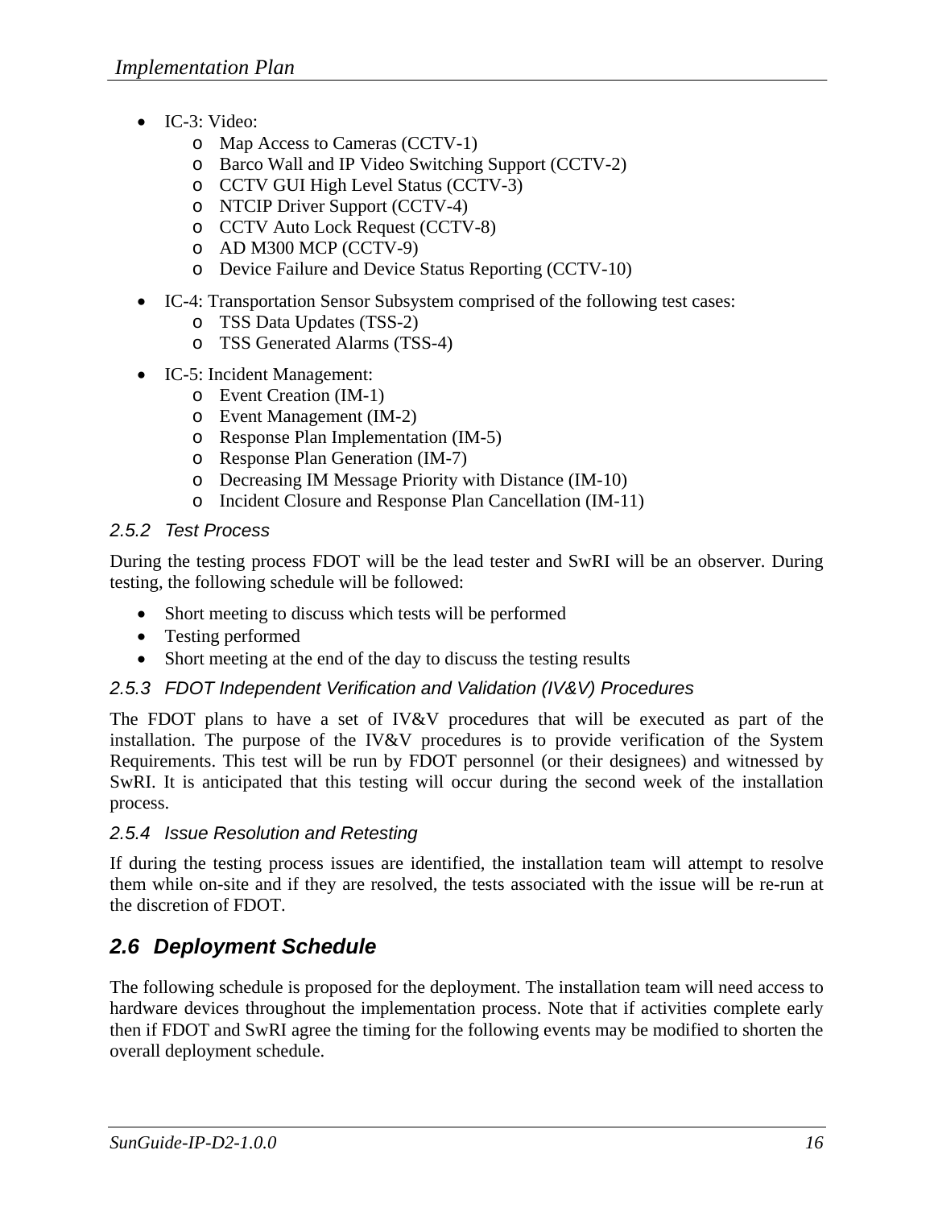- IC-3: Video:
  - Map Access to Cameras (CCTV-1)
  - Barco Wall and IP Video Switching Support (CCTV-2)
  - CCTV GUI High Level Status (CCTV-3)
  - NTCIP Driver Support (CCTV-4)
  - CCTV Auto Lock Request (CCTV-8)
  - AD M300 MCP (CCTV-9)
  - Device Failure and Device Status Reporting (CCTV-10)
- IC-4: Transportation Sensor Subsystem comprised of the following test cases:
  - TSS Data Updates (TSS-2)
  - TSS Generated Alarms (TSS-4)
- IC-5: Incident Management:
  - Event Creation (IM-1)
  - Event Management (IM-2)
  - Response Plan Implementation (IM-5)
  - Response Plan Generation (IM-7)
  - Decreasing IM Message Priority with Distance (IM-10)
  - Incident Closure and Response Plan Cancellation (IM-11)

### 2.5.2 Test Process

During the testing process FDOT will be the lead tester and SwRI will be an observer. During testing, the following schedule will be followed:

- Short meeting to discuss which tests will be performed
- Testing performed
- Short meeting at the end of the day to discuss the testing results

### 2.5.3 FDOT Independent Verification and Validation (IV&V) Procedures

The FDOT plans to have a set of IV&V procedures that will be executed as part of the installation. The purpose of the IV&V procedures is to provide verification of the System Requirements. This test will be run by FDOT personnel (or their designees) and witnessed by SwRI. It is anticipated that this testing will occur during the second week of the installation process.

### 2.5.4 Issue Resolution and Retesting

If during the testing process issues are identified, the installation team will attempt to resolve them while on-site and if they are resolved, the tests associated with the issue will be re-run at the discretion of FDOT.

## 2.6 Deployment Schedule

The following schedule is proposed for the deployment. The installation team will need access to hardware devices throughout the implementation process. Note that if activities complete early then if FDOT and SwRI agree the timing for the following events may be modified to shorten the overall deployment schedule.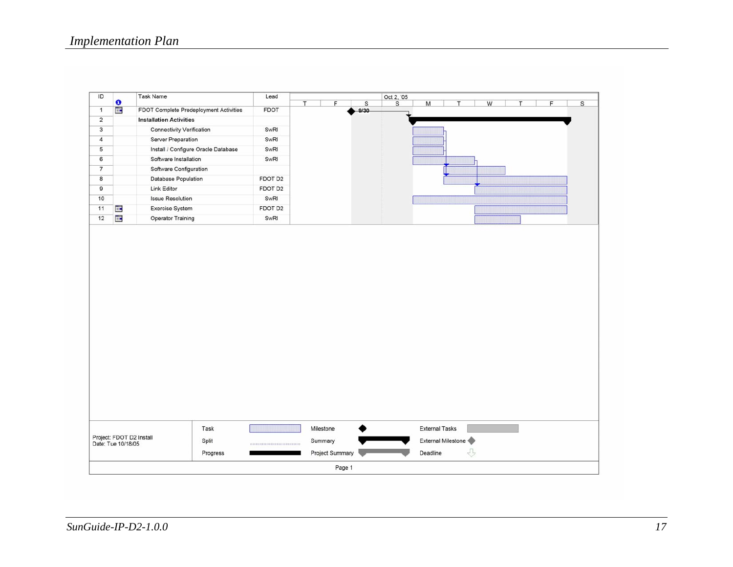| ID | Task Name | Lead |
|---|---|---|
| 1 | FDOT Complete Predeployment Activities | FDOT |
| 2 | **Installation Activities** | |
| 3 | Connectivity Verification | SwRI |
| 4 | Server Preparation | SwRI |
| 5 | Install / Configure Oracle Database | SwRI |
| 6 | Software Installation | SwRI |
| 7 | Software Configuration | |
| 8 | Database Population | FDOT D2 |
| 9 | Link Editor | FDOT D2 |
| 10 | Issue Resolution | SwRI |
| 11 | Exercise System | FDOT D2 |
| 12 | Operator Training | SwRI |

Timeline: T F S | Oct 2, '05: S M T W T F S

Milestone: 9/30

Project: FDOT D2 Install
Date: Tue 10/18/05

Legend: Task, Split, Progress, Milestone, Summary, Project Summary, External Tasks, External Milestone, Deadline

Page 1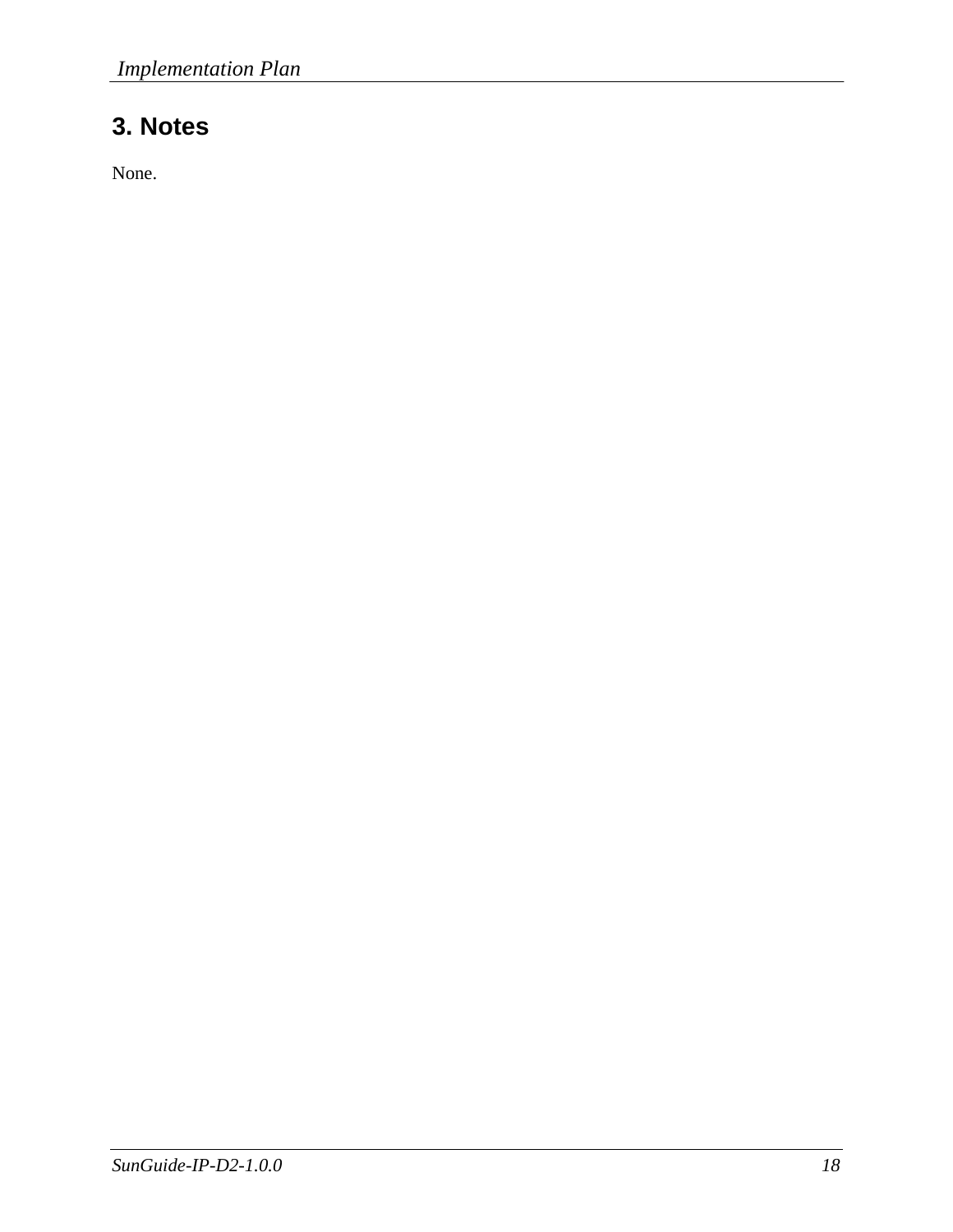# 3. Notes

None.